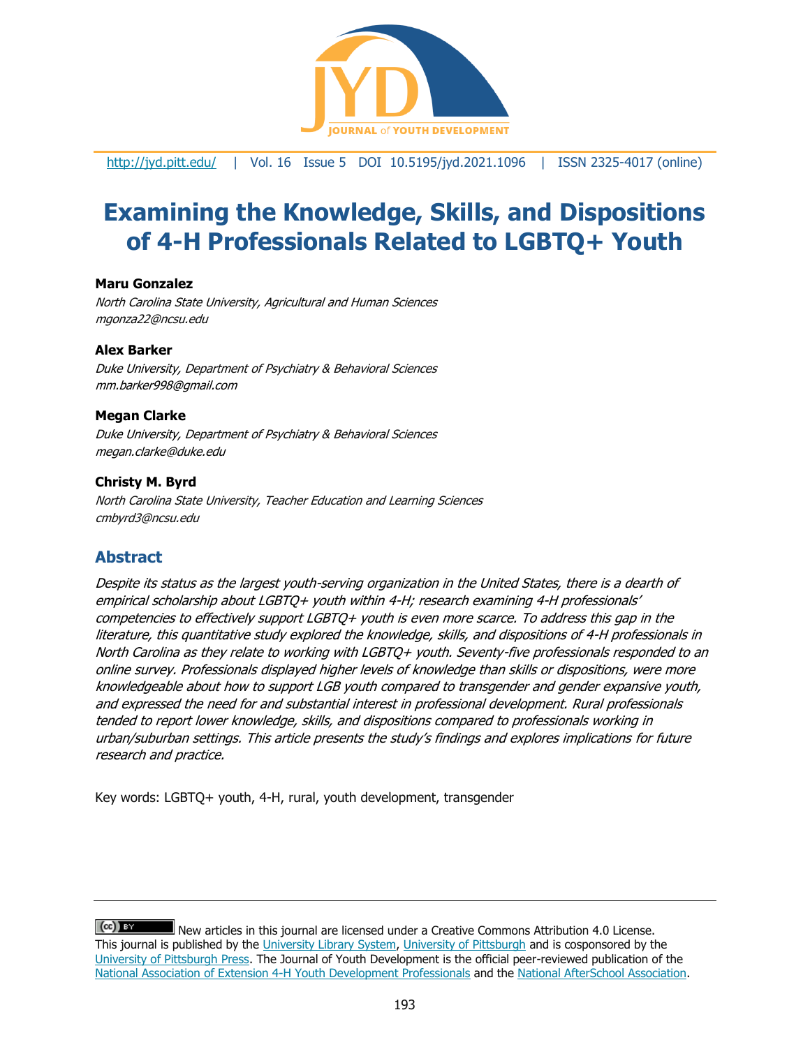# Examining the Knowledge, Skills, and Dispositions of 4-H Professionals Related to LGBTQ+ Youth

**Maru Gonzalez**
*North Carolina State University, Agricultural and Human Sciences*
*mgonza22@ncsu.edu*

**Alex Barker**
*Duke University, Department of Psychiatry & Behavioral Sciences*
*mm.barker998@gmail.com*

**Megan Clarke**
*Duke University, Department of Psychiatry & Behavioral Sciences*
*megan.clarke@duke.edu*

**Christy M. Byrd**
*North Carolina State University, Teacher Education and Learning Sciences*
*cmbyrd3@ncsu.edu*

## Abstract

*Despite its status as the largest youth-serving organization in the United States, there is a dearth of empirical scholarship about LGBTQ+ youth within 4-H; research examining 4-H professionals' competencies to effectively support LGBTQ+ youth is even more scarce. To address this gap in the literature, this quantitative study explored the knowledge, skills, and dispositions of 4-H professionals in North Carolina as they relate to working with LGBTQ+ youth. Seventy-five professionals responded to an online survey. Professionals displayed higher levels of knowledge than skills or dispositions, were more knowledgeable about how to support LGB youth compared to transgender and gender expansive youth, and expressed the need for and substantial interest in professional development. Rural professionals tended to report lower knowledge, skills, and dispositions compared to professionals working in urban/suburban settings. This article presents the study's findings and explores implications for future research and practice.*

Key words: LGBTQ+ youth, 4-H, rural, youth development, transgender

New articles in this journal are licensed under a Creative Commons Attribution 4.0 License. This journal is published by the University Library System, University of Pittsburgh and is cosponsored by the University of Pittsburgh Press. The Journal of Youth Development is the official peer-reviewed publication of the National Association of Extension 4-H Youth Development Professionals and the National AfterSchool Association.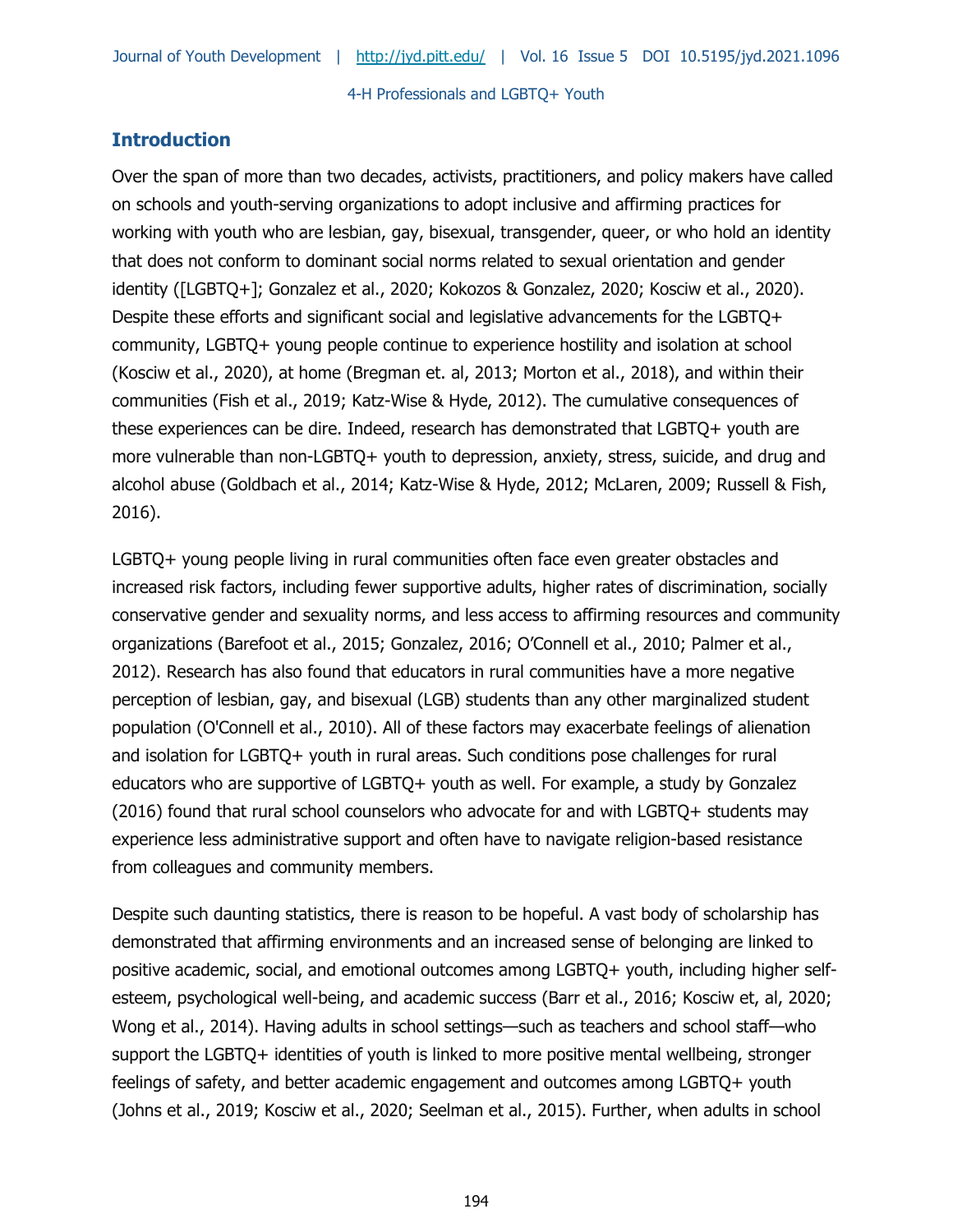## Introduction

Over the span of more than two decades, activists, practitioners, and policy makers have called on schools and youth-serving organizations to adopt inclusive and affirming practices for working with youth who are lesbian, gay, bisexual, transgender, queer, or who hold an identity that does not conform to dominant social norms related to sexual orientation and gender identity ([LGBTQ+]; Gonzalez et al., 2020; Kokozos & Gonzalez, 2020; Kosciw et al., 2020). Despite these efforts and significant social and legislative advancements for the LGBTQ+ community, LGBTQ+ young people continue to experience hostility and isolation at school (Kosciw et al., 2020), at home (Bregman et. al, 2013; Morton et al., 2018), and within their communities (Fish et al., 2019; Katz-Wise & Hyde, 2012). The cumulative consequences of these experiences can be dire. Indeed, research has demonstrated that LGBTQ+ youth are more vulnerable than non-LGBTQ+ youth to depression, anxiety, stress, suicide, and drug and alcohol abuse (Goldbach et al., 2014; Katz-Wise & Hyde, 2012; McLaren, 2009; Russell & Fish, 2016).

LGBTQ+ young people living in rural communities often face even greater obstacles and increased risk factors, including fewer supportive adults, higher rates of discrimination, socially conservative gender and sexuality norms, and less access to affirming resources and community organizations (Barefoot et al., 2015; Gonzalez, 2016; O'Connell et al., 2010; Palmer et al., 2012). Research has also found that educators in rural communities have a more negative perception of lesbian, gay, and bisexual (LGB) students than any other marginalized student population (O'Connell et al., 2010). All of these factors may exacerbate feelings of alienation and isolation for LGBTQ+ youth in rural areas. Such conditions pose challenges for rural educators who are supportive of LGBTQ+ youth as well. For example, a study by Gonzalez (2016) found that rural school counselors who advocate for and with LGBTQ+ students may experience less administrative support and often have to navigate religion-based resistance from colleagues and community members.

Despite such daunting statistics, there is reason to be hopeful. A vast body of scholarship has demonstrated that affirming environments and an increased sense of belonging are linked to positive academic, social, and emotional outcomes among LGBTQ+ youth, including higher self-esteem, psychological well-being, and academic success (Barr et al., 2016; Kosciw et, al, 2020; Wong et al., 2014). Having adults in school settings—such as teachers and school staff—who support the LGBTQ+ identities of youth is linked to more positive mental wellbeing, stronger feelings of safety, and better academic engagement and outcomes among LGBTQ+ youth (Johns et al., 2019; Kosciw et al., 2020; Seelman et al., 2015). Further, when adults in school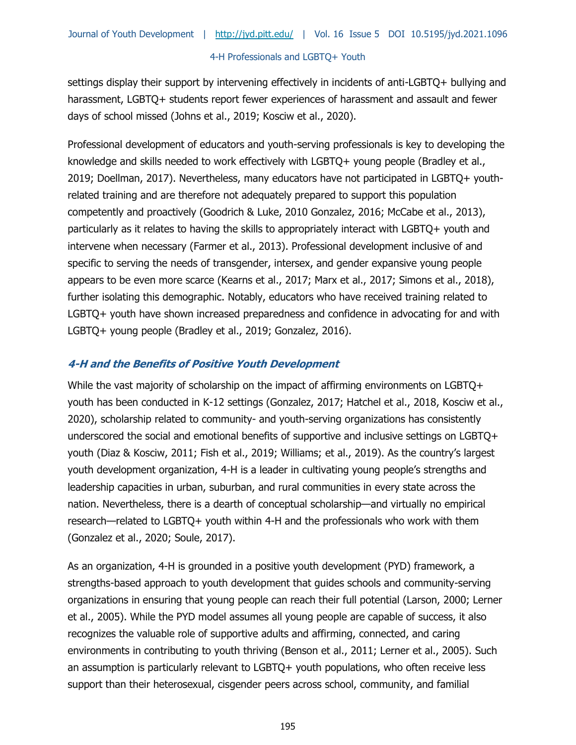settings display their support by intervening effectively in incidents of anti-LGBTQ+ bullying and harassment, LGBTQ+ students report fewer experiences of harassment and assault and fewer days of school missed (Johns et al., 2019; Kosciw et al., 2020).

Professional development of educators and youth-serving professionals is key to developing the knowledge and skills needed to work effectively with LGBTQ+ young people (Bradley et al., 2019; Doellman, 2017). Nevertheless, many educators have not participated in LGBTQ+ youth-related training and are therefore not adequately prepared to support this population competently and proactively (Goodrich & Luke, 2010 Gonzalez, 2016; McCabe et al., 2013), particularly as it relates to having the skills to appropriately interact with LGBTQ+ youth and intervene when necessary (Farmer et al., 2013). Professional development inclusive of and specific to serving the needs of transgender, intersex, and gender expansive young people appears to be even more scarce (Kearns et al., 2017; Marx et al., 2017; Simons et al., 2018), further isolating this demographic. Notably, educators who have received training related to LGBTQ+ youth have shown increased preparedness and confidence in advocating for and with LGBTQ+ young people (Bradley et al., 2019; Gonzalez, 2016).

### *4-H and the Benefits of Positive Youth Development*

While the vast majority of scholarship on the impact of affirming environments on LGBTQ+ youth has been conducted in K-12 settings (Gonzalez, 2017; Hatchel et al., 2018, Kosciw et al., 2020), scholarship related to community- and youth-serving organizations has consistently underscored the social and emotional benefits of supportive and inclusive settings on LGBTQ+ youth (Diaz & Kosciw, 2011; Fish et al., 2019; Williams; et al., 2019). As the country's largest youth development organization, 4-H is a leader in cultivating young people's strengths and leadership capacities in urban, suburban, and rural communities in every state across the nation. Nevertheless, there is a dearth of conceptual scholarship—and virtually no empirical research—related to LGBTQ+ youth within 4-H and the professionals who work with them (Gonzalez et al., 2020; Soule, 2017).

As an organization, 4-H is grounded in a positive youth development (PYD) framework, a strengths-based approach to youth development that guides schools and community-serving organizations in ensuring that young people can reach their full potential (Larson, 2000; Lerner et al., 2005). While the PYD model assumes all young people are capable of success, it also recognizes the valuable role of supportive adults and affirming, connected, and caring environments in contributing to youth thriving (Benson et al., 2011; Lerner et al., 2005). Such an assumption is particularly relevant to LGBTQ+ youth populations, who often receive less support than their heterosexual, cisgender peers across school, community, and familial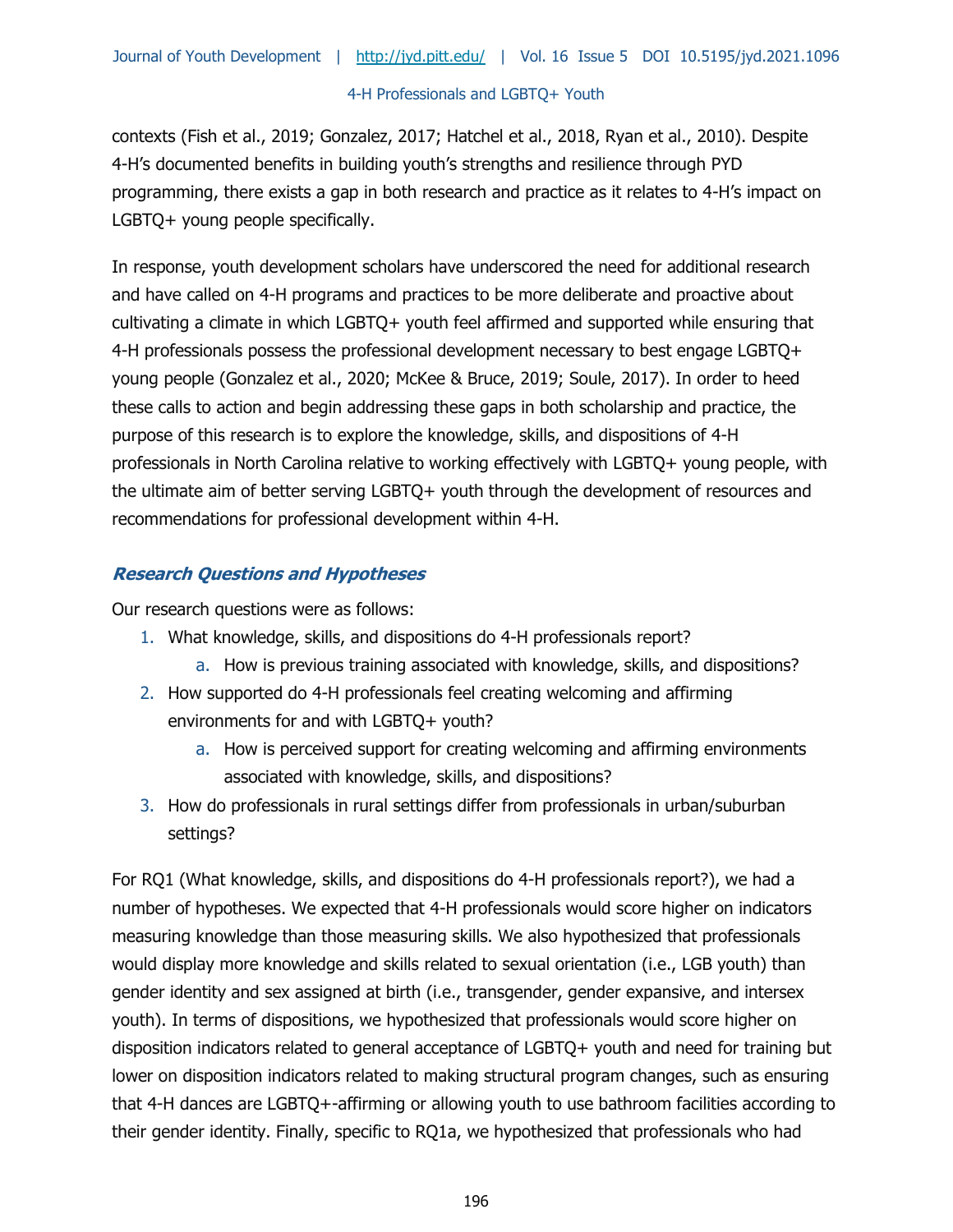contexts (Fish et al., 2019; Gonzalez, 2017; Hatchel et al., 2018, Ryan et al., 2010). Despite 4-H's documented benefits in building youth's strengths and resilience through PYD programming, there exists a gap in both research and practice as it relates to 4-H's impact on LGBTQ+ young people specifically.

In response, youth development scholars have underscored the need for additional research and have called on 4-H programs and practices to be more deliberate and proactive about cultivating a climate in which LGBTQ+ youth feel affirmed and supported while ensuring that 4-H professionals possess the professional development necessary to best engage LGBTQ+ young people (Gonzalez et al., 2020; McKee & Bruce, 2019; Soule, 2017). In order to heed these calls to action and begin addressing these gaps in both scholarship and practice, the purpose of this research is to explore the knowledge, skills, and dispositions of 4-H professionals in North Carolina relative to working effectively with LGBTQ+ young people, with the ultimate aim of better serving LGBTQ+ youth through the development of resources and recommendations for professional development within 4-H.

### *Research Questions and Hypotheses*

Our research questions were as follows:

1. What knowledge, skills, and dispositions do 4-H professionals report?
    a. How is previous training associated with knowledge, skills, and dispositions?
2. How supported do 4-H professionals feel creating welcoming and affirming environments for and with LGBTQ+ youth?
    a. How is perceived support for creating welcoming and affirming environments associated with knowledge, skills, and dispositions?
3. How do professionals in rural settings differ from professionals in urban/suburban settings?

For RQ1 (What knowledge, skills, and dispositions do 4-H professionals report?), we had a number of hypotheses. We expected that 4-H professionals would score higher on indicators measuring knowledge than those measuring skills. We also hypothesized that professionals would display more knowledge and skills related to sexual orientation (i.e., LGB youth) than gender identity and sex assigned at birth (i.e., transgender, gender expansive, and intersex youth). In terms of dispositions, we hypothesized that professionals would score higher on disposition indicators related to general acceptance of LGBTQ+ youth and need for training but lower on disposition indicators related to making structural program changes, such as ensuring that 4-H dances are LGBTQ+-affirming or allowing youth to use bathroom facilities according to their gender identity. Finally, specific to RQ1a, we hypothesized that professionals who had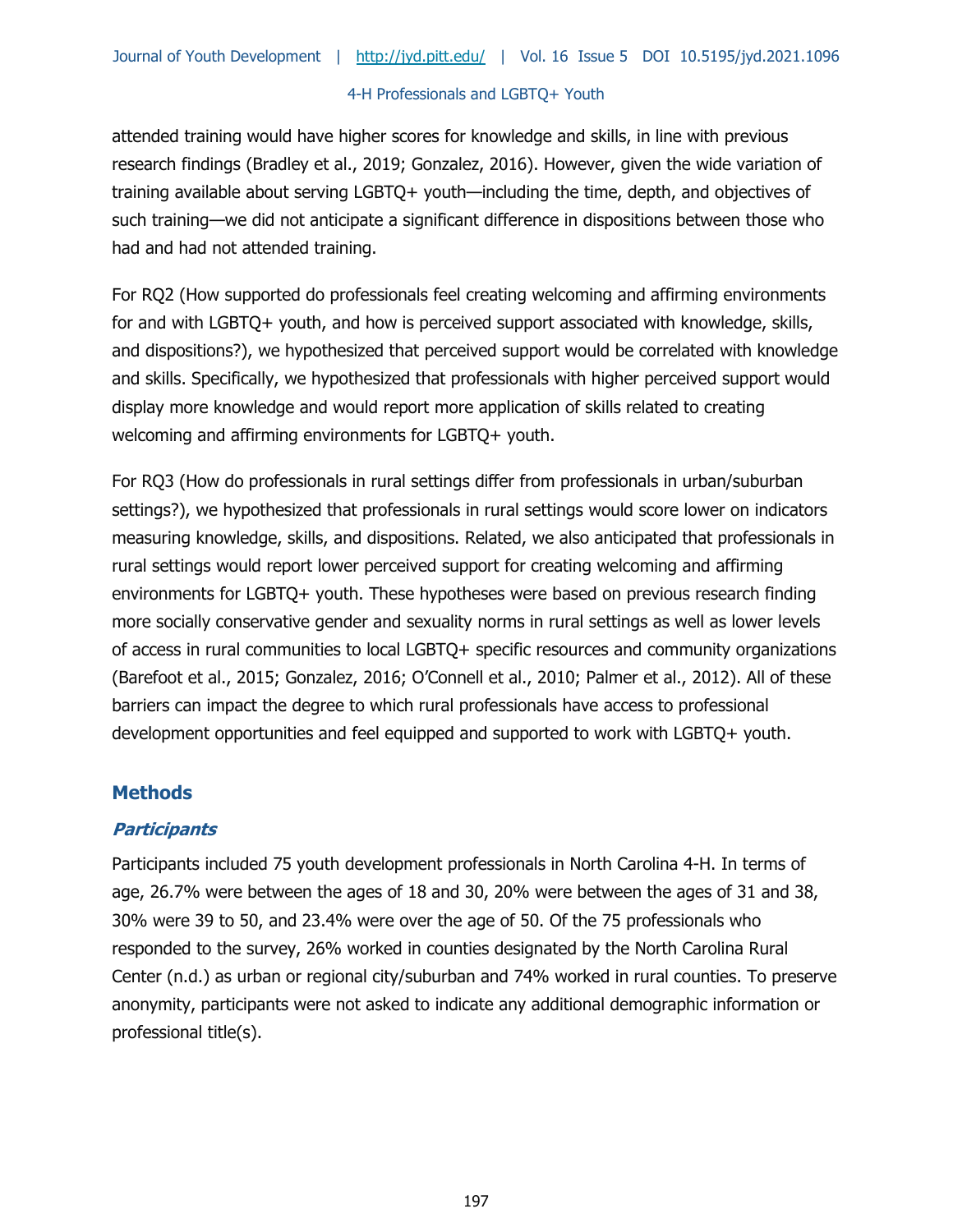attended training would have higher scores for knowledge and skills, in line with previous research findings (Bradley et al., 2019; Gonzalez, 2016). However, given the wide variation of training available about serving LGBTQ+ youth—including the time, depth, and objectives of such training—we did not anticipate a significant difference in dispositions between those who had and had not attended training.

For RQ2 (How supported do professionals feel creating welcoming and affirming environments for and with LGBTQ+ youth, and how is perceived support associated with knowledge, skills, and dispositions?), we hypothesized that perceived support would be correlated with knowledge and skills. Specifically, we hypothesized that professionals with higher perceived support would display more knowledge and would report more application of skills related to creating welcoming and affirming environments for LGBTQ+ youth.

For RQ3 (How do professionals in rural settings differ from professionals in urban/suburban settings?), we hypothesized that professionals in rural settings would score lower on indicators measuring knowledge, skills, and dispositions. Related, we also anticipated that professionals in rural settings would report lower perceived support for creating welcoming and affirming environments for LGBTQ+ youth. These hypotheses were based on previous research finding more socially conservative gender and sexuality norms in rural settings as well as lower levels of access in rural communities to local LGBTQ+ specific resources and community organizations (Barefoot et al., 2015; Gonzalez, 2016; O'Connell et al., 2010; Palmer et al., 2012). All of these barriers can impact the degree to which rural professionals have access to professional development opportunities and feel equipped and supported to work with LGBTQ+ youth.

## Methods

### *Participants*

Participants included 75 youth development professionals in North Carolina 4-H. In terms of age, 26.7% were between the ages of 18 and 30, 20% were between the ages of 31 and 38, 30% were 39 to 50, and 23.4% were over the age of 50. Of the 75 professionals who responded to the survey, 26% worked in counties designated by the North Carolina Rural Center (n.d.) as urban or regional city/suburban and 74% worked in rural counties. To preserve anonymity, participants were not asked to indicate any additional demographic information or professional title(s).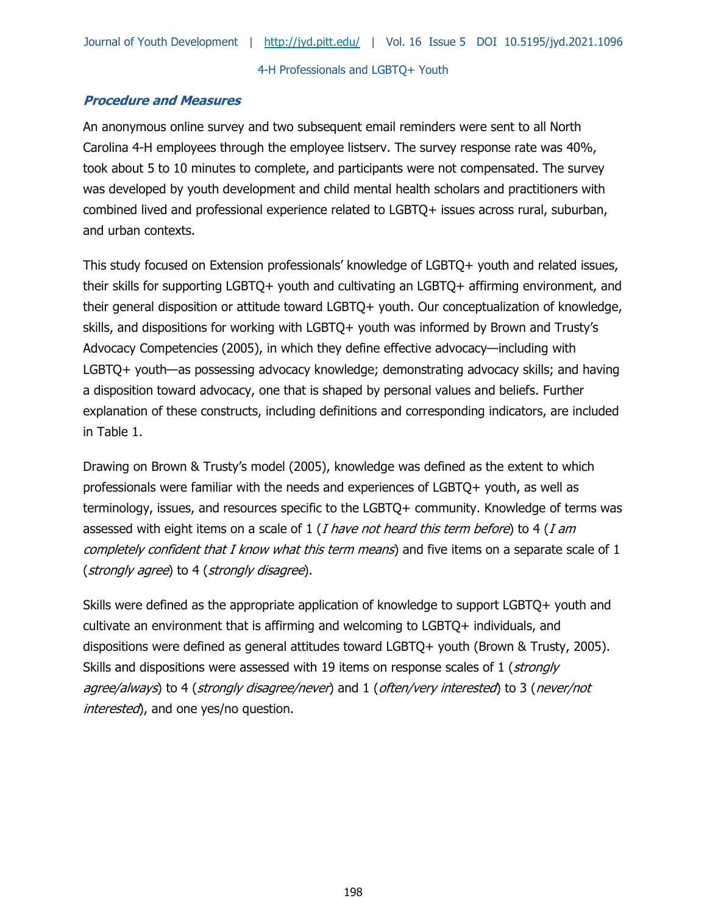### *Procedure and Measures*

An anonymous online survey and two subsequent email reminders were sent to all North Carolina 4-H employees through the employee listserv. The survey response rate was 40%, took about 5 to 10 minutes to complete, and participants were not compensated. The survey was developed by youth development and child mental health scholars and practitioners with combined lived and professional experience related to LGBTQ+ issues across rural, suburban, and urban contexts.

This study focused on Extension professionals' knowledge of LGBTQ+ youth and related issues, their skills for supporting LGBTQ+ youth and cultivating an LGBTQ+ affirming environment, and their general disposition or attitude toward LGBTQ+ youth. Our conceptualization of knowledge, skills, and dispositions for working with LGBTQ+ youth was informed by Brown and Trusty's Advocacy Competencies (2005), in which they define effective advocacy—including with LGBTQ+ youth—as possessing advocacy knowledge; demonstrating advocacy skills; and having a disposition toward advocacy, one that is shaped by personal values and beliefs. Further explanation of these constructs, including definitions and corresponding indicators, are included in Table 1.

Drawing on Brown & Trusty's model (2005), knowledge was defined as the extent to which professionals were familiar with the needs and experiences of LGBTQ+ youth, as well as terminology, issues, and resources specific to the LGBTQ+ community. Knowledge of terms was assessed with eight items on a scale of 1 (*I have not heard this term before*) to 4 (*I am completely confident that I know what this term means*) and five items on a separate scale of 1 (*strongly agree*) to 4 (*strongly disagree*).

Skills were defined as the appropriate application of knowledge to support LGBTQ+ youth and cultivate an environment that is affirming and welcoming to LGBTQ+ individuals, and dispositions were defined as general attitudes toward LGBTQ+ youth (Brown & Trusty, 2005). Skills and dispositions were assessed with 19 items on response scales of 1 (*strongly agree/always*) to 4 (*strongly disagree/never*) and 1 (*often/very interested*) to 3 (*never/not interested*), and one yes/no question.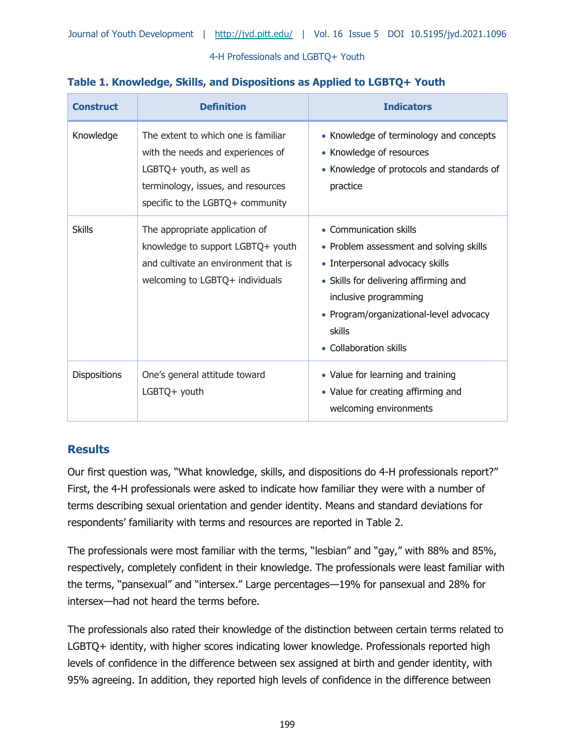**Table 1. Knowledge, Skills, and Dispositions as Applied to LGBTQ+ Youth**

| Construct | Definition | Indicators |
|---|---|---|
| Knowledge | The extent to which one is familiar with the needs and experiences of LGBTQ+ youth, as well as terminology, issues, and resources specific to the LGBTQ+ community | • Knowledge of terminology and concepts<br>• Knowledge of resources<br>• Knowledge of protocols and standards of practice |
| Skills | The appropriate application of knowledge to support LGBTQ+ youth and cultivate an environment that is welcoming to LGBTQ+ individuals | • Communication skills<br>• Problem assessment and solving skills<br>• Interpersonal advocacy skills<br>• Skills for delivering affirming and inclusive programming<br>• Program/organizational-level advocacy skills<br>• Collaboration skills |
| Dispositions | One's general attitude toward LGBTQ+ youth | • Value for learning and training<br>• Value for creating affirming and welcoming environments |

## Results

Our first question was, "What knowledge, skills, and dispositions do 4-H professionals report?" First, the 4-H professionals were asked to indicate how familiar they were with a number of terms describing sexual orientation and gender identity. Means and standard deviations for respondents' familiarity with terms and resources are reported in Table 2.

The professionals were most familiar with the terms, "lesbian" and "gay," with 88% and 85%, respectively, completely confident in their knowledge. The professionals were least familiar with the terms, "pansexual" and "intersex." Large percentages—19% for pansexual and 28% for intersex—had not heard the terms before.

The professionals also rated their knowledge of the distinction between certain terms related to LGBTQ+ identity, with higher scores indicating lower knowledge. Professionals reported high levels of confidence in the difference between sex assigned at birth and gender identity, with 95% agreeing. In addition, they reported high levels of confidence in the difference between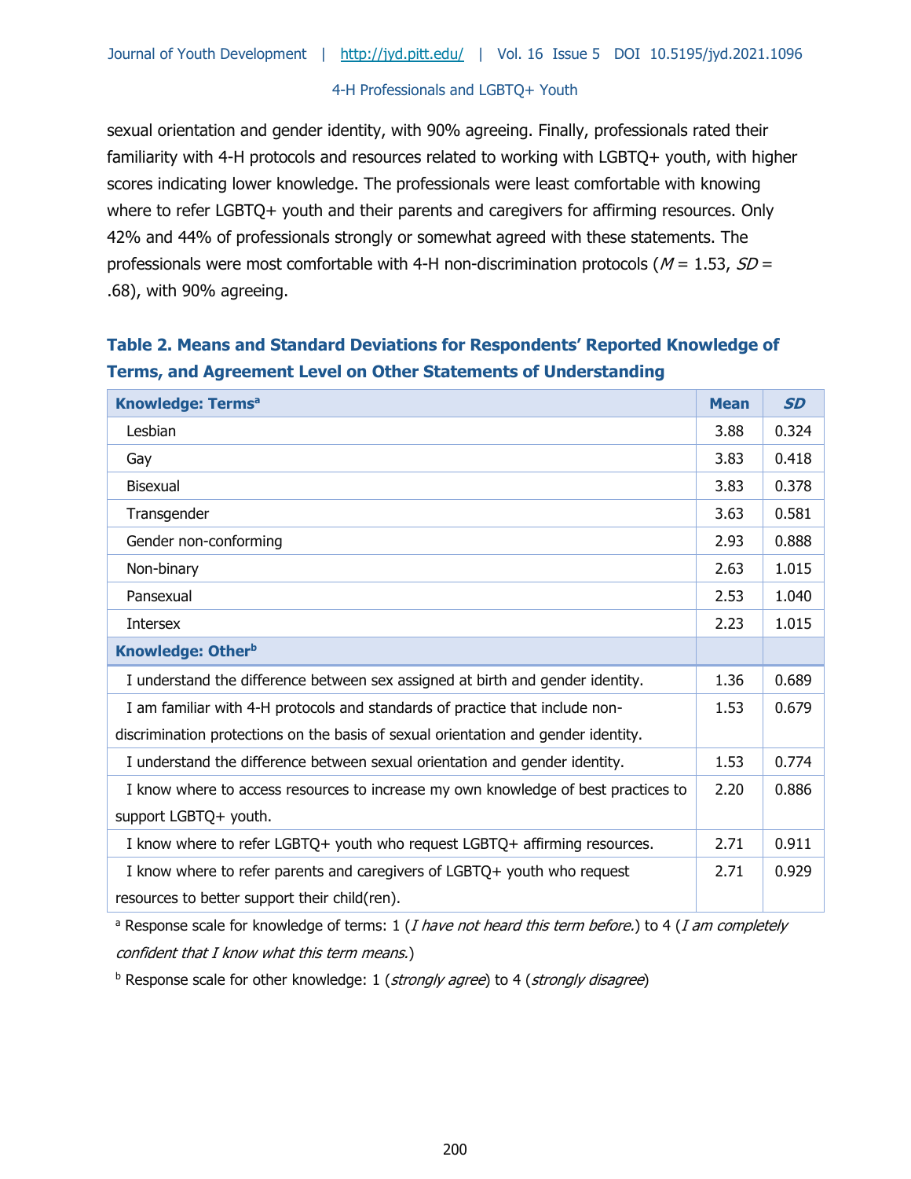sexual orientation and gender identity, with 90% agreeing. Finally, professionals rated their familiarity with 4-H protocols and resources related to working with LGBTQ+ youth, with higher scores indicating lower knowledge. The professionals were least comfortable with knowing where to refer LGBTQ+ youth and their parents and caregivers for affirming resources. Only 42% and 44% of professionals strongly or somewhat agreed with these statements. The professionals were most comfortable with 4-H non-discrimination protocols ($M$ = 1.53, $SD$ = .68), with 90% agreeing.

**Table 2. Means and Standard Deviations for Respondents' Reported Knowledge of Terms, and Agreement Level on Other Statements of Understanding**

| **Knowledge: Terms**[a] | **Mean** | ***SD*** |
|---|---|---|
| Lesbian | 3.88 | 0.324 |
| Gay | 3.83 | 0.418 |
| Bisexual | 3.83 | 0.378 |
| Transgender | 3.63 | 0.581 |
| Gender non-conforming | 2.93 | 0.888 |
| Non-binary | 2.63 | 1.015 |
| Pansexual | 2.53 | 1.040 |
| Intersex | 2.23 | 1.015 |
| **Knowledge: Other**[b] | | |
| I understand the difference between sex assigned at birth and gender identity. | 1.36 | 0.689 |
| I am familiar with 4-H protocols and standards of practice that include non-discrimination protections on the basis of sexual orientation and gender identity. | 1.53 | 0.679 |
| I understand the difference between sexual orientation and gender identity. | 1.53 | 0.774 |
| I know where to access resources to increase my own knowledge of best practices to support LGBTQ+ youth. | 2.20 | 0.886 |
| I know where to refer LGBTQ+ youth who request LGBTQ+ affirming resources. | 2.71 | 0.911 |
| I know where to refer parents and caregivers of LGBTQ+ youth who request resources to better support their child(ren). | 2.71 | 0.929 |

[a] Response scale for knowledge of terms: 1 (*I have not heard this term before.*) to 4 (*I am completely confident that I know what this term means.*)

[b] Response scale for other knowledge: 1 (*strongly agree*) to 4 (*strongly disagree*)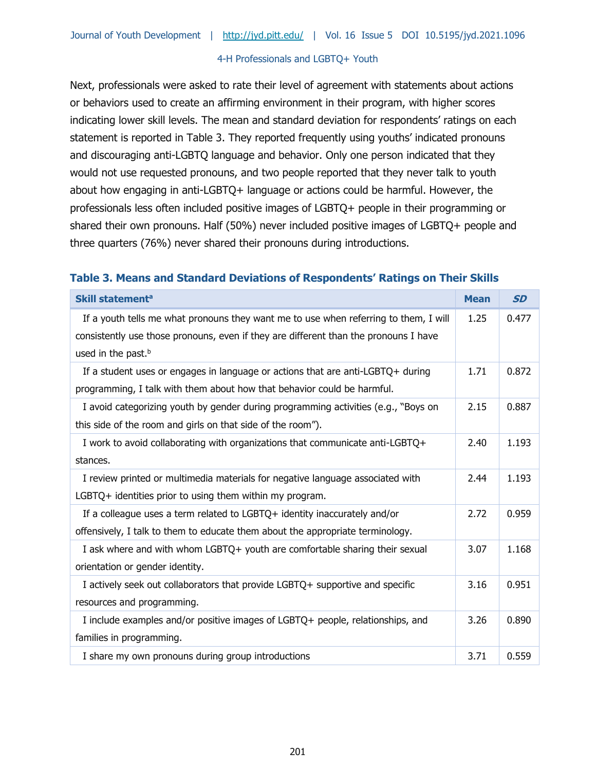Next, professionals were asked to rate their level of agreement with statements about actions or behaviors used to create an affirming environment in their program, with higher scores indicating lower skill levels. The mean and standard deviation for respondents' ratings on each statement is reported in Table 3. They reported frequently using youths' indicated pronouns and discouraging anti-LGBTQ language and behavior. Only one person indicated that they would not use requested pronouns, and two people reported that they never talk to youth about how engaging in anti-LGBTQ+ language or actions could be harmful. However, the professionals less often included positive images of LGBTQ+ people in their programming or shared their own pronouns. Half (50%) never included positive images of LGBTQ+ people and three quarters (76%) never shared their pronouns during introductions.

### Table 3. Means and Standard Deviations of Respondents' Ratings on Their Skills

| Skill statement[a] | Mean | *SD* |
|---|---|---|
| If a youth tells me what pronouns they want me to use when referring to them, I will consistently use those pronouns, even if they are different than the pronouns I have used in the past.[b] | 1.25 | 0.477 |
| If a student uses or engages in language or actions that are anti-LGBTQ+ during programming, I talk with them about how that behavior could be harmful. | 1.71 | 0.872 |
| I avoid categorizing youth by gender during programming activities (e.g., "Boys on this side of the room and girls on that side of the room"). | 2.15 | 0.887 |
| I work to avoid collaborating with organizations that communicate anti-LGBTQ+ stances. | 2.40 | 1.193 |
| I review printed or multimedia materials for negative language associated with LGBTQ+ identities prior to using them within my program. | 2.44 | 1.193 |
| If a colleague uses a term related to LGBTQ+ identity inaccurately and/or offensively, I talk to them to educate them about the appropriate terminology. | 2.72 | 0.959 |
| I ask where and with whom LGBTQ+ youth are comfortable sharing their sexual orientation or gender identity. | 3.07 | 1.168 |
| I actively seek out collaborators that provide LGBTQ+ supportive and specific resources and programming. | 3.16 | 0.951 |
| I include examples and/or positive images of LGBTQ+ people, relationships, and families in programming. | 3.26 | 0.890 |
| I share my own pronouns during group introductions | 3.71 | 0.559 |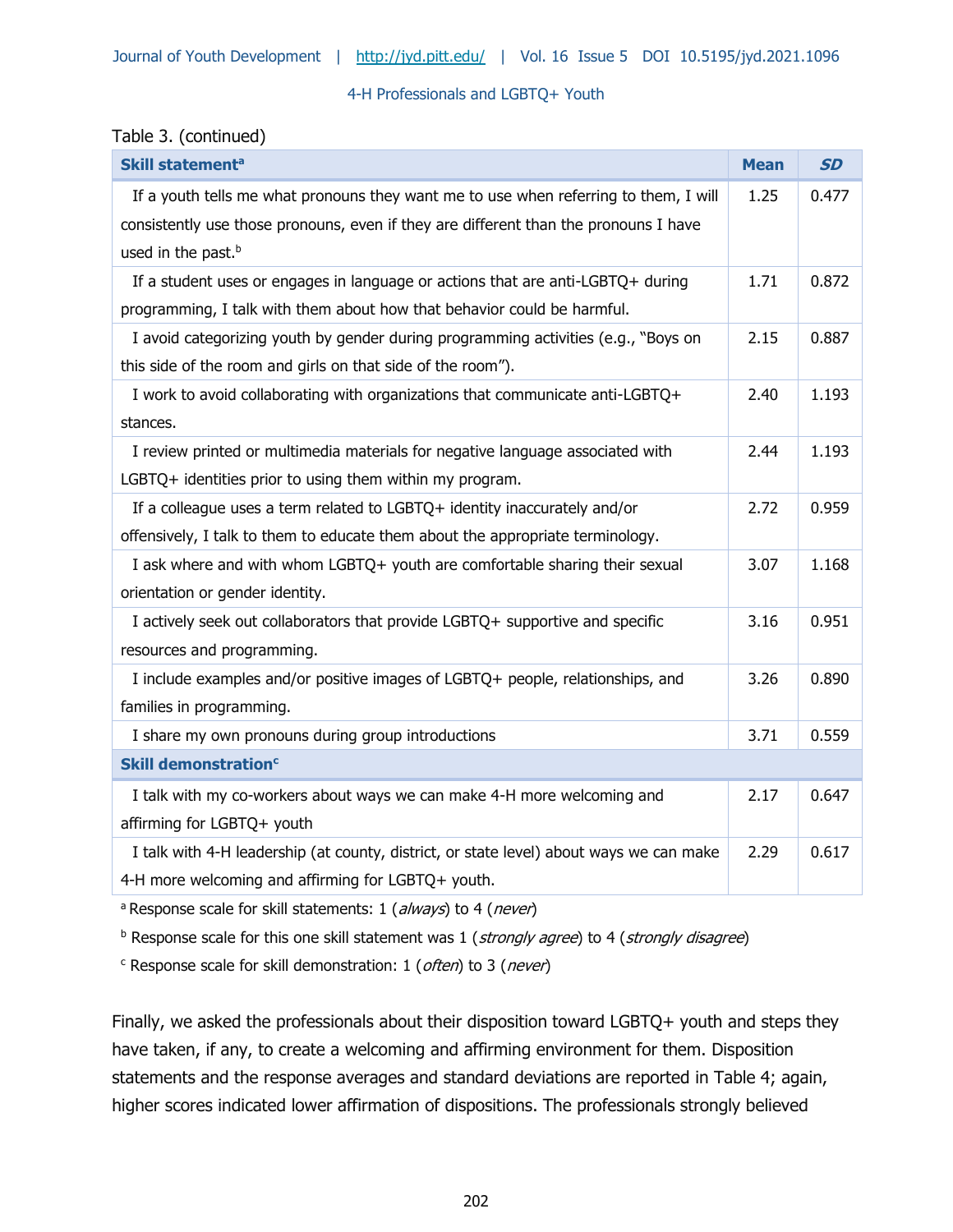Table 3. (continued)

| **Skill statement**[a] | **Mean** | ***SD*** |
|---|---|---|
| If a youth tells me what pronouns they want me to use when referring to them, I will consistently use those pronouns, even if they are different than the pronouns I have used in the past.[b] | 1.25 | 0.477 |
| If a student uses or engages in language or actions that are anti-LGBTQ+ during programming, I talk with them about how that behavior could be harmful. | 1.71 | 0.872 |
| I avoid categorizing youth by gender during programming activities (e.g., “Boys on this side of the room and girls on that side of the room”). | 2.15 | 0.887 |
| I work to avoid collaborating with organizations that communicate anti-LGBTQ+ stances. | 2.40 | 1.193 |
| I review printed or multimedia materials for negative language associated with LGBTQ+ identities prior to using them within my program. | 2.44 | 1.193 |
| If a colleague uses a term related to LGBTQ+ identity inaccurately and/or offensively, I talk to them to educate them about the appropriate terminology. | 2.72 | 0.959 |
| I ask where and with whom LGBTQ+ youth are comfortable sharing their sexual orientation or gender identity. | 3.07 | 1.168 |
| I actively seek out collaborators that provide LGBTQ+ supportive and specific resources and programming. | 3.16 | 0.951 |
| I include examples and/or positive images of LGBTQ+ people, relationships, and families in programming. | 3.26 | 0.890 |
| I share my own pronouns during group introductions | 3.71 | 0.559 |
| **Skill demonstration**[c] | | |
| I talk with my co-workers about ways we can make 4-H more welcoming and affirming for LGBTQ+ youth | 2.17 | 0.647 |
| I talk with 4-H leadership (at county, district, or state level) about ways we can make 4-H more welcoming and affirming for LGBTQ+ youth. | 2.29 | 0.617 |

[a] Response scale for skill statements: 1 (*always*) to 4 (*never*)

[b] Response scale for this one skill statement was 1 (*strongly agree*) to 4 (*strongly disagree*)

[c] Response scale for skill demonstration: 1 (*often*) to 3 (*never*)

Finally, we asked the professionals about their disposition toward LGBTQ+ youth and steps they have taken, if any, to create a welcoming and affirming environment for them. Disposition statements and the response averages and standard deviations are reported in Table 4; again, higher scores indicated lower affirmation of dispositions. The professionals strongly believed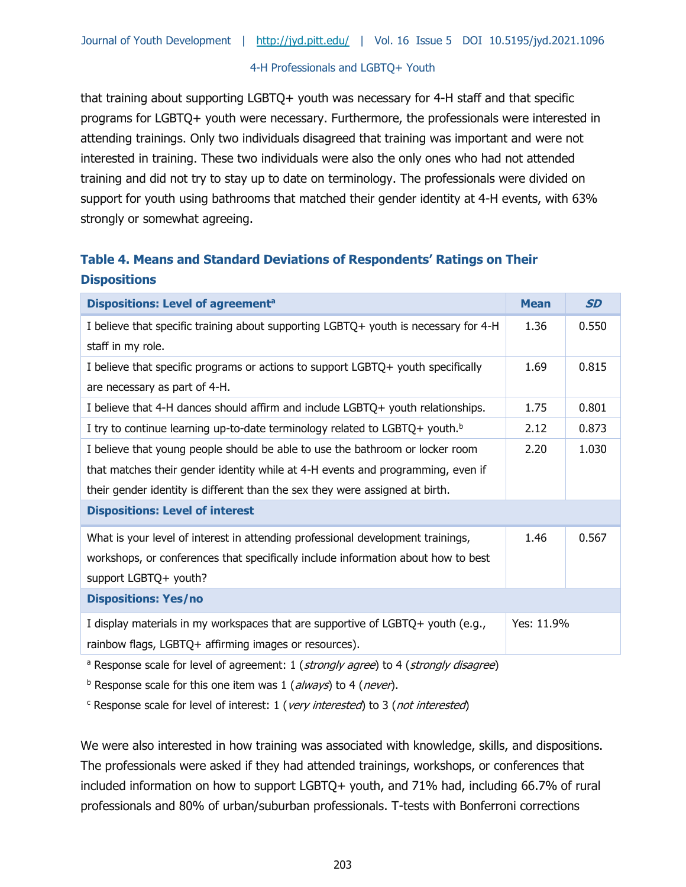that training about supporting LGBTQ+ youth was necessary for 4-H staff and that specific programs for LGBTQ+ youth were necessary. Furthermore, the professionals were interested in attending trainings. Only two individuals disagreed that training was important and were not interested in training. These two individuals were also the only ones who had not attended training and did not try to stay up to date on terminology. The professionals were divided on support for youth using bathrooms that matched their gender identity at 4-H events, with 63% strongly or somewhat agreeing.

### Table 4. Means and Standard Deviations of Respondents' Ratings on Their Dispositions

| Dispositions: Level of agreement[a] | Mean | *SD* |
|---|---|---|
| I believe that specific training about supporting LGBTQ+ youth is necessary for 4-H staff in my role. | 1.36 | 0.550 |
| I believe that specific programs or actions to support LGBTQ+ youth specifically are necessary as part of 4-H. | 1.69 | 0.815 |
| I believe that 4-H dances should affirm and include LGBTQ+ youth relationships. | 1.75 | 0.801 |
| I try to continue learning up-to-date terminology related to LGBTQ+ youth.[b] | 2.12 | 0.873 |
| I believe that young people should be able to use the bathroom or locker room that matches their gender identity while at 4-H events and programming, even if their gender identity is different than the sex they were assigned at birth. | 2.20 | 1.030 |
| **Dispositions: Level of interest** | | |
| What is your level of interest in attending professional development trainings, workshops, or conferences that specifically include information about how to best support LGBTQ+ youth? | 1.46 | 0.567 |
| **Dispositions: Yes/no** | | |
| I display materials in my workspaces that are supportive of LGBTQ+ youth (e.g., rainbow flags, LGBTQ+ affirming images or resources). | Yes: 11.9% | |

[a] Response scale for level of agreement: 1 (*strongly agree*) to 4 (*strongly disagree*)

[b] Response scale for this one item was 1 (*always*) to 4 (*never*).

[c] Response scale for level of interest: 1 (*very interested*) to 3 (*not interested*)

We were also interested in how training was associated with knowledge, skills, and dispositions. The professionals were asked if they had attended trainings, workshops, or conferences that included information on how to support LGBTQ+ youth, and 71% had, including 66.7% of rural professionals and 80% of urban/suburban professionals. T-tests with Bonferroni corrections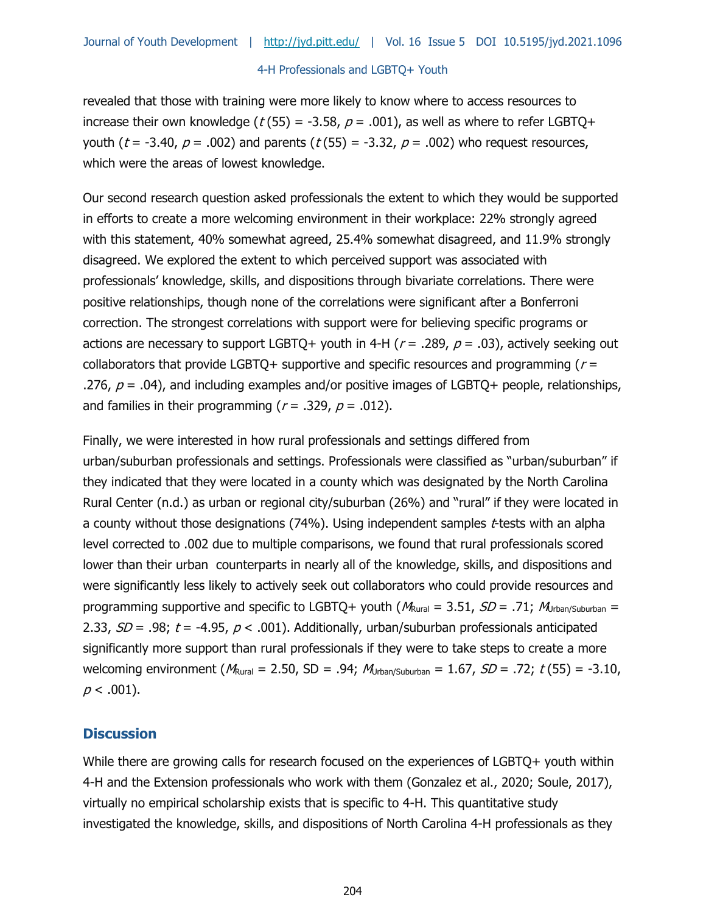revealed that those with training were more likely to know where to access resources to increase their own knowledge ($t(55) = -3.58$, $p = .001$), as well as where to refer LGBTQ+ youth ($t = -3.40$, $p = .002$) and parents ($t(55) = -3.32$, $p = .002$) who request resources, which were the areas of lowest knowledge.

Our second research question asked professionals the extent to which they would be supported in efforts to create a more welcoming environment in their workplace: 22% strongly agreed with this statement, 40% somewhat agreed, 25.4% somewhat disagreed, and 11.9% strongly disagreed. We explored the extent to which perceived support was associated with professionals' knowledge, skills, and dispositions through bivariate correlations. There were positive relationships, though none of the correlations were significant after a Bonferroni correction. The strongest correlations with support were for believing specific programs or actions are necessary to support LGBTQ+ youth in 4-H ($r = .289$, $p = .03$), actively seeking out collaborators that provide LGBTQ+ supportive and specific resources and programming ($r = .276$, $p = .04$), and including examples and/or positive images of LGBTQ+ people, relationships, and families in their programming ($r = .329$, $p = .012$).

Finally, we were interested in how rural professionals and settings differed from urban/suburban professionals and settings. Professionals were classified as "urban/suburban" if they indicated that they were located in a county which was designated by the North Carolina Rural Center (n.d.) as urban or regional city/suburban (26%) and "rural" if they were located in a county without those designations (74%). Using independent samples *t*-tests with an alpha level corrected to .002 due to multiple comparisons, we found that rural professionals scored lower than their urban counterparts in nearly all of the knowledge, skills, and dispositions and were significantly less likely to actively seek out collaborators who could provide resources and programming supportive and specific to LGBTQ+ youth ($M_{Rural} = 3.51$, $SD = .71$; $M_{Urban/Suburban} = 2.33$, $SD = .98$; $t = -4.95$, $p < .001$). Additionally, urban/suburban professionals anticipated significantly more support than rural professionals if they were to take steps to create a more welcoming environment ($M_{Rural} = 2.50$, SD = .94; $M_{Urban/Suburban} = 1.67$, $SD = .72$; $t(55) = -3.10$, $p < .001$).

## Discussion

While there are growing calls for research focused on the experiences of LGBTQ+ youth within 4-H and the Extension professionals who work with them (Gonzalez et al., 2020; Soule, 2017), virtually no empirical scholarship exists that is specific to 4-H. This quantitative study investigated the knowledge, skills, and dispositions of North Carolina 4-H professionals as they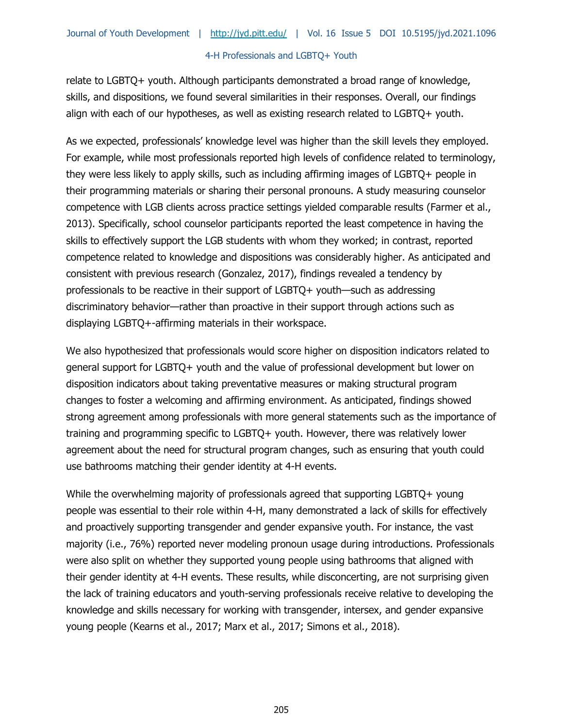relate to LGBTQ+ youth. Although participants demonstrated a broad range of knowledge, skills, and dispositions, we found several similarities in their responses. Overall, our findings align with each of our hypotheses, as well as existing research related to LGBTQ+ youth.

As we expected, professionals' knowledge level was higher than the skill levels they employed. For example, while most professionals reported high levels of confidence related to terminology, they were less likely to apply skills, such as including affirming images of LGBTQ+ people in their programming materials or sharing their personal pronouns. A study measuring counselor competence with LGB clients across practice settings yielded comparable results (Farmer et al., 2013). Specifically, school counselor participants reported the least competence in having the skills to effectively support the LGB students with whom they worked; in contrast, reported competence related to knowledge and dispositions was considerably higher. As anticipated and consistent with previous research (Gonzalez, 2017), findings revealed a tendency by professionals to be reactive in their support of LGBTQ+ youth—such as addressing discriminatory behavior—rather than proactive in their support through actions such as displaying LGBTQ+-affirming materials in their workspace.

We also hypothesized that professionals would score higher on disposition indicators related to general support for LGBTQ+ youth and the value of professional development but lower on disposition indicators about taking preventative measures or making structural program changes to foster a welcoming and affirming environment. As anticipated, findings showed strong agreement among professionals with more general statements such as the importance of training and programming specific to LGBTQ+ youth. However, there was relatively lower agreement about the need for structural program changes, such as ensuring that youth could use bathrooms matching their gender identity at 4-H events.

While the overwhelming majority of professionals agreed that supporting LGBTQ+ young people was essential to their role within 4-H, many demonstrated a lack of skills for effectively and proactively supporting transgender and gender expansive youth. For instance, the vast majority (i.e., 76%) reported never modeling pronoun usage during introductions. Professionals were also split on whether they supported young people using bathrooms that aligned with their gender identity at 4-H events. These results, while disconcerting, are not surprising given the lack of training educators and youth-serving professionals receive relative to developing the knowledge and skills necessary for working with transgender, intersex, and gender expansive young people (Kearns et al., 2017; Marx et al., 2017; Simons et al., 2018).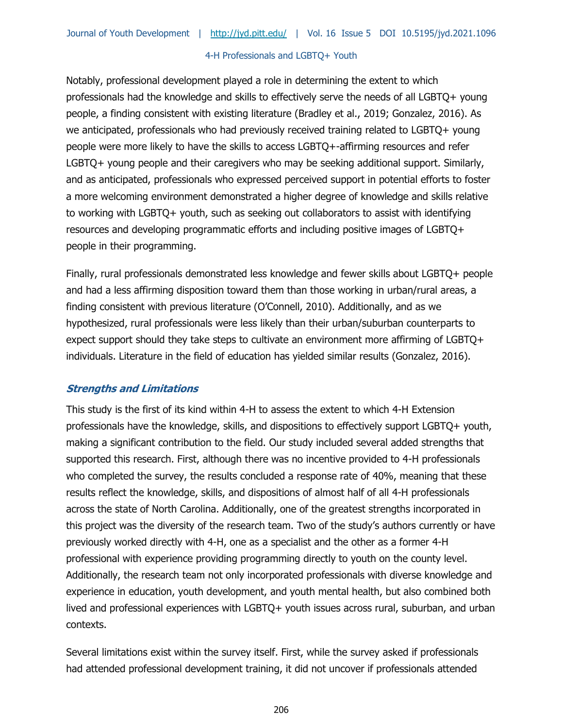Notably, professional development played a role in determining the extent to which professionals had the knowledge and skills to effectively serve the needs of all LGBTQ+ young people, a finding consistent with existing literature (Bradley et al., 2019; Gonzalez, 2016). As we anticipated, professionals who had previously received training related to LGBTQ+ young people were more likely to have the skills to access LGBTQ+-affirming resources and refer LGBTQ+ young people and their caregivers who may be seeking additional support. Similarly, and as anticipated, professionals who expressed perceived support in potential efforts to foster a more welcoming environment demonstrated a higher degree of knowledge and skills relative to working with LGBTQ+ youth, such as seeking out collaborators to assist with identifying resources and developing programmatic efforts and including positive images of LGBTQ+ people in their programming.

Finally, rural professionals demonstrated less knowledge and fewer skills about LGBTQ+ people and had a less affirming disposition toward them than those working in urban/rural areas, a finding consistent with previous literature (O'Connell, 2010). Additionally, and as we hypothesized, rural professionals were less likely than their urban/suburban counterparts to expect support should they take steps to cultivate an environment more affirming of LGBTQ+ individuals. Literature in the field of education has yielded similar results (Gonzalez, 2016).

### ***Strengths and Limitations***

This study is the first of its kind within 4-H to assess the extent to which 4-H Extension professionals have the knowledge, skills, and dispositions to effectively support LGBTQ+ youth, making a significant contribution to the field. Our study included several added strengths that supported this research. First, although there was no incentive provided to 4-H professionals who completed the survey, the results concluded a response rate of 40%, meaning that these results reflect the knowledge, skills, and dispositions of almost half of all 4-H professionals across the state of North Carolina. Additionally, one of the greatest strengths incorporated in this project was the diversity of the research team. Two of the study's authors currently or have previously worked directly with 4-H, one as a specialist and the other as a former 4-H professional with experience providing programming directly to youth on the county level. Additionally, the research team not only incorporated professionals with diverse knowledge and experience in education, youth development, and youth mental health, but also combined both lived and professional experiences with LGBTQ+ youth issues across rural, suburban, and urban contexts.

Several limitations exist within the survey itself. First, while the survey asked if professionals had attended professional development training, it did not uncover if professionals attended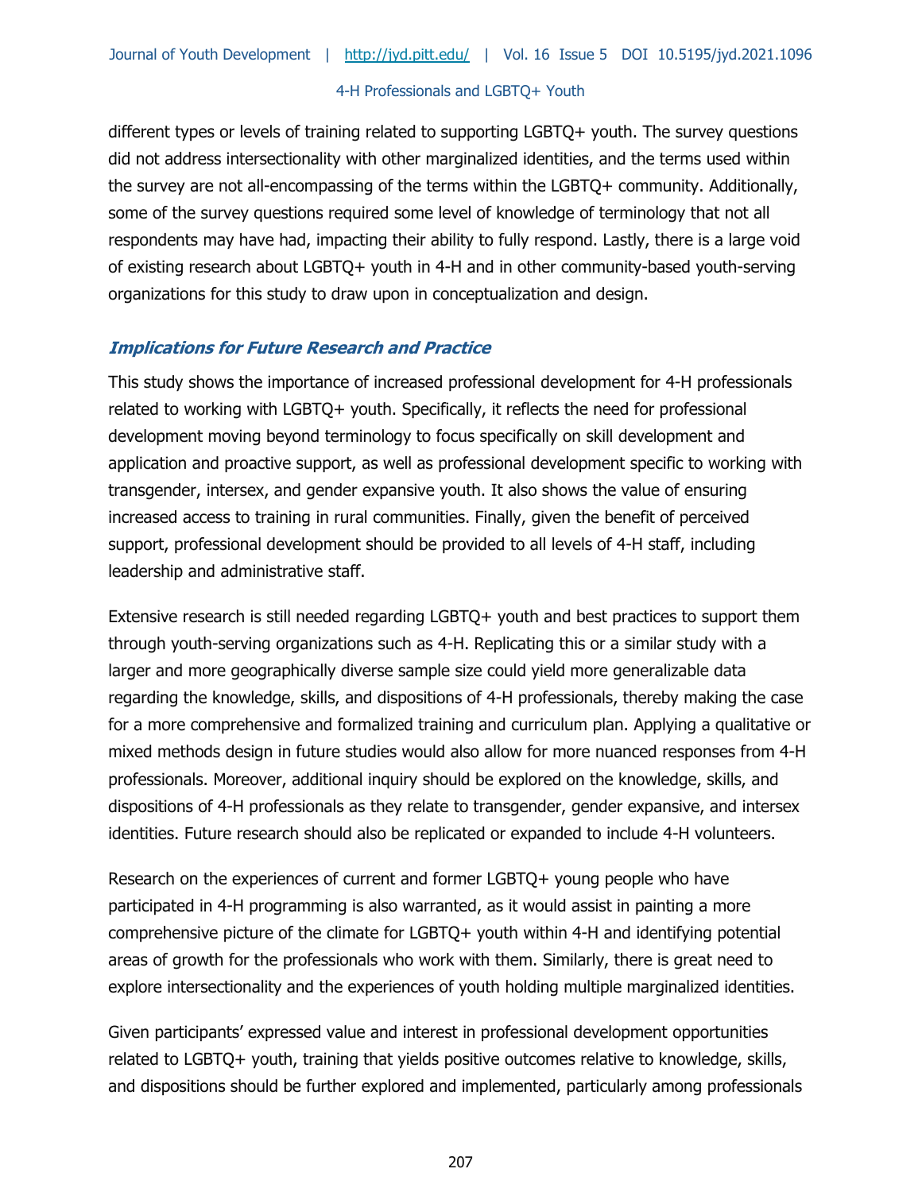different types or levels of training related to supporting LGBTQ+ youth. The survey questions did not address intersectionality with other marginalized identities, and the terms used within the survey are not all-encompassing of the terms within the LGBTQ+ community. Additionally, some of the survey questions required some level of knowledge of terminology that not all respondents may have had, impacting their ability to fully respond. Lastly, there is a large void of existing research about LGBTQ+ youth in 4-H and in other community-based youth-serving organizations for this study to draw upon in conceptualization and design.

### ***Implications for Future Research and Practice***

This study shows the importance of increased professional development for 4-H professionals related to working with LGBTQ+ youth. Specifically, it reflects the need for professional development moving beyond terminology to focus specifically on skill development and application and proactive support, as well as professional development specific to working with transgender, intersex, and gender expansive youth. It also shows the value of ensuring increased access to training in rural communities. Finally, given the benefit of perceived support, professional development should be provided to all levels of 4-H staff, including leadership and administrative staff.

Extensive research is still needed regarding LGBTQ+ youth and best practices to support them through youth-serving organizations such as 4-H. Replicating this or a similar study with a larger and more geographically diverse sample size could yield more generalizable data regarding the knowledge, skills, and dispositions of 4-H professionals, thereby making the case for a more comprehensive and formalized training and curriculum plan. Applying a qualitative or mixed methods design in future studies would also allow for more nuanced responses from 4-H professionals. Moreover, additional inquiry should be explored on the knowledge, skills, and dispositions of 4-H professionals as they relate to transgender, gender expansive, and intersex identities. Future research should also be replicated or expanded to include 4-H volunteers.

Research on the experiences of current and former LGBTQ+ young people who have participated in 4-H programming is also warranted, as it would assist in painting a more comprehensive picture of the climate for LGBTQ+ youth within 4-H and identifying potential areas of growth for the professionals who work with them. Similarly, there is great need to explore intersectionality and the experiences of youth holding multiple marginalized identities.

Given participants' expressed value and interest in professional development opportunities related to LGBTQ+ youth, training that yields positive outcomes relative to knowledge, skills, and dispositions should be further explored and implemented, particularly among professionals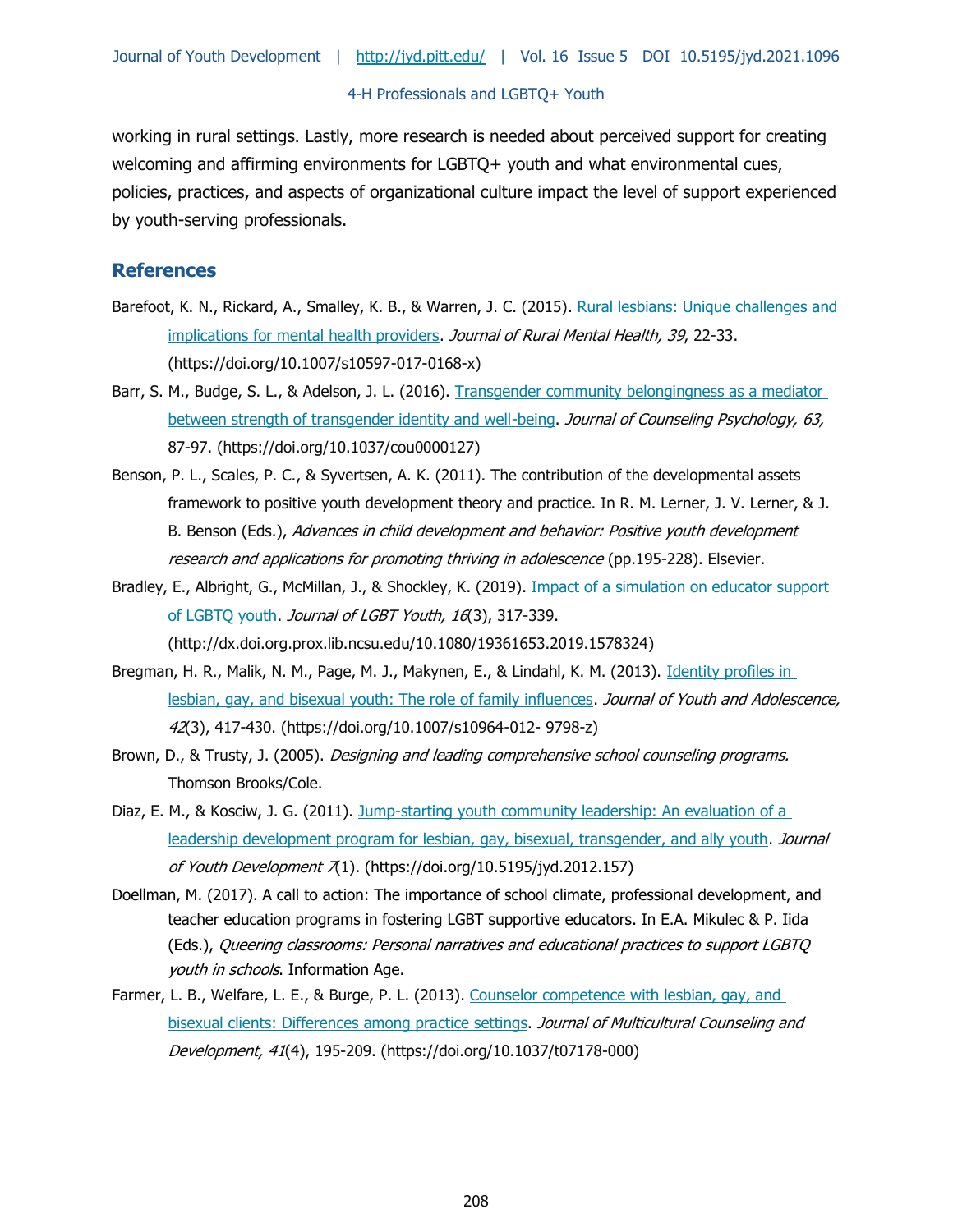working in rural settings. Lastly, more research is needed about perceived support for creating welcoming and affirming environments for LGBTQ+ youth and what environmental cues, policies, practices, and aspects of organizational culture impact the level of support experienced by youth-serving professionals.

## References

Barefoot, K. N., Rickard, A., Smalley, K. B., & Warren, J. C. (2015). Rural lesbians: Unique challenges and implications for mental health providers. *Journal of Rural Mental Health, 39*, 22-33. (https://doi.org/10.1007/s10597-017-0168-x)

Barr, S. M., Budge, S. L., & Adelson, J. L. (2016). Transgender community belongingness as a mediator between strength of transgender identity and well-being. *Journal of Counseling Psychology, 63,* 87-97. (https://doi.org/10.1037/cou0000127)

Benson, P. L., Scales, P. C., & Syvertsen, A. K. (2011). The contribution of the developmental assets framework to positive youth development theory and practice. In R. M. Lerner, J. V. Lerner, & J. B. Benson (Eds.), *Advances in child development and behavior: Positive youth development research and applications for promoting thriving in adolescence* (pp.195-228). Elsevier.

Bradley, E., Albright, G., McMillan, J., & Shockley, K. (2019). Impact of a simulation on educator support of LGBTQ youth. *Journal of LGBT Youth, 16*(3), 317-339. (http://dx.doi.org.prox.lib.ncsu.edu/10.1080/19361653.2019.1578324)

Bregman, H. R., Malik, N. M., Page, M. J., Makynen, E., & Lindahl, K. M. (2013). Identity profiles in lesbian, gay, and bisexual youth: The role of family influences. *Journal of Youth and Adolescence, 42*(3), 417-430. (https://doi.org/10.1007/s10964-012- 9798-z)

Brown, D., & Trusty, J. (2005). *Designing and leading comprehensive school counseling programs.* Thomson Brooks/Cole.

Diaz, E. M., & Kosciw, J. G. (2011). Jump-starting youth community leadership: An evaluation of a leadership development program for lesbian, gay, bisexual, transgender, and ally youth. *Journal of Youth Development 7*(1). (https://doi.org/10.5195/jyd.2012.157)

Doellman, M. (2017). A call to action: The importance of school climate, professional development, and teacher education programs in fostering LGBT supportive educators. In E.A. Mikulec & P. Iida (Eds.), *Queering classrooms: Personal narratives and educational practices to support LGBTQ youth in schools*. Information Age.

Farmer, L. B., Welfare, L. E., & Burge, P. L. (2013). Counselor competence with lesbian, gay, and bisexual clients: Differences among practice settings. *Journal of Multicultural Counseling and Development, 41*(4), 195-209. (https://doi.org/10.1037/t07178-000)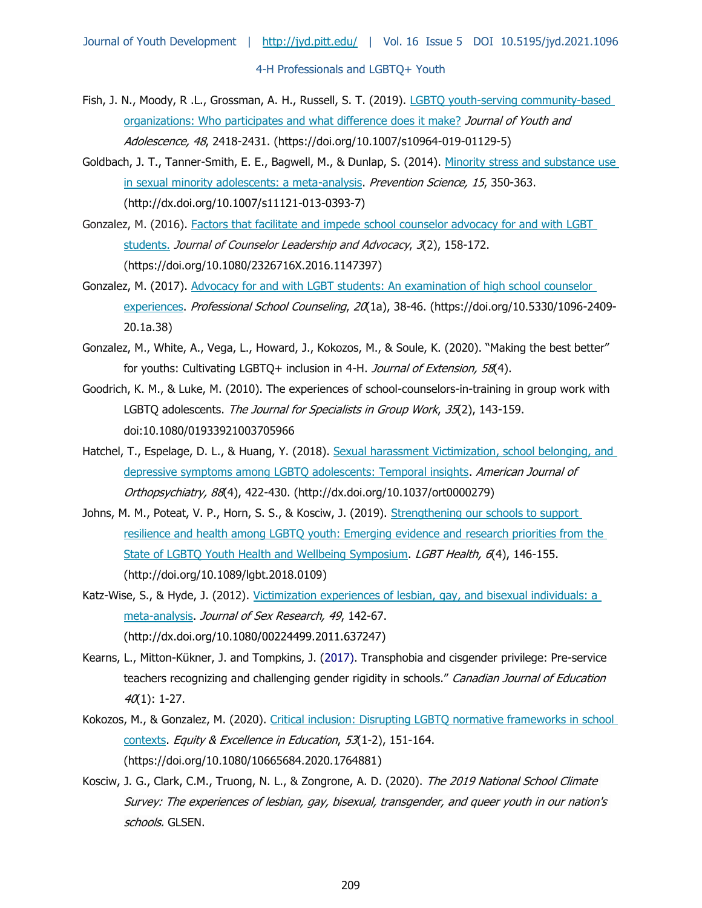Fish, J. N., Moody, R .L., Grossman, A. H., Russell, S. T. (2019). LGBTQ youth-serving community-based organizations: Who participates and what difference does it make? *Journal of Youth and Adolescence, 48*, 2418-2431. (https://doi.org/10.1007/s10964-019-01129-5)

Goldbach, J. T., Tanner-Smith, E. E., Bagwell, M., & Dunlap, S. (2014). Minority stress and substance use in sexual minority adolescents: a meta-analysis. *Prevention Science, 15*, 350-363. (http://dx.doi.org/10.1007/s11121-013-0393-7)

Gonzalez, M. (2016). Factors that facilitate and impede school counselor advocacy for and with LGBT students. *Journal of Counselor Leadership and Advocacy*, *3*(2), 158-172. (https://doi.org/10.1080/2326716X.2016.1147397)

Gonzalez, M. (2017). Advocacy for and with LGBT students: An examination of high school counselor experiences. *Professional School Counseling*, *20*(1a), 38-46. (https://doi.org/10.5330/1096-2409-20.1a.38)

Gonzalez, M., White, A., Vega, L., Howard, J., Kokozos, M., & Soule, K. (2020). "Making the best better" for youths: Cultivating LGBTQ+ inclusion in 4-H. *Journal of Extension, 58*(4).

Goodrich, K. M., & Luke, M. (2010). The experiences of school-counselors-in-training in group work with LGBTQ adolescents. *The Journal for Specialists in Group Work*, *35*(2), 143-159. doi:10.1080/01933921003705966

Hatchel, T., Espelage, D. L., & Huang, Y. (2018). Sexual harassment Victimization, school belonging, and depressive symptoms among LGBTQ adolescents: Temporal insights. *American Journal of Orthopsychiatry, 88*(4), 422-430. (http://dx.doi.org/10.1037/ort0000279)

Johns, M. M., Poteat, V. P., Horn, S. S., & Kosciw, J. (2019). Strengthening our schools to support resilience and health among LGBTQ youth: Emerging evidence and research priorities from the State of LGBTQ Youth Health and Wellbeing Symposium. *LGBT Health, 6*(4), 146-155. (http://doi.org/10.1089/lgbt.2018.0109)

Katz-Wise, S., & Hyde, J. (2012). Victimization experiences of lesbian, gay, and bisexual individuals: a meta-analysis. *Journal of Sex Research, 49*, 142-67. (http://dx.doi.org/10.1080/00224499.2011.637247)

Kearns, L., Mitton-Kükner, J. and Tompkins, J. (2017). Transphobia and cisgender privilege: Pre-service teachers recognizing and challenging gender rigidity in schools." *Canadian Journal of Education 40*(1): 1-27.

Kokozos, M., & Gonzalez, M. (2020). Critical inclusion: Disrupting LGBTQ normative frameworks in school contexts. *Equity & Excellence in Education*, *53*(1-2), 151-164. (https://doi.org/10.1080/10665684.2020.1764881)

Kosciw, J. G., Clark, C.M., Truong, N. L., & Zongrone, A. D. (2020). *The 2019 National School Climate Survey: The experiences of lesbian, gay, bisexual, transgender, and queer youth in our nation's schools.* GLSEN.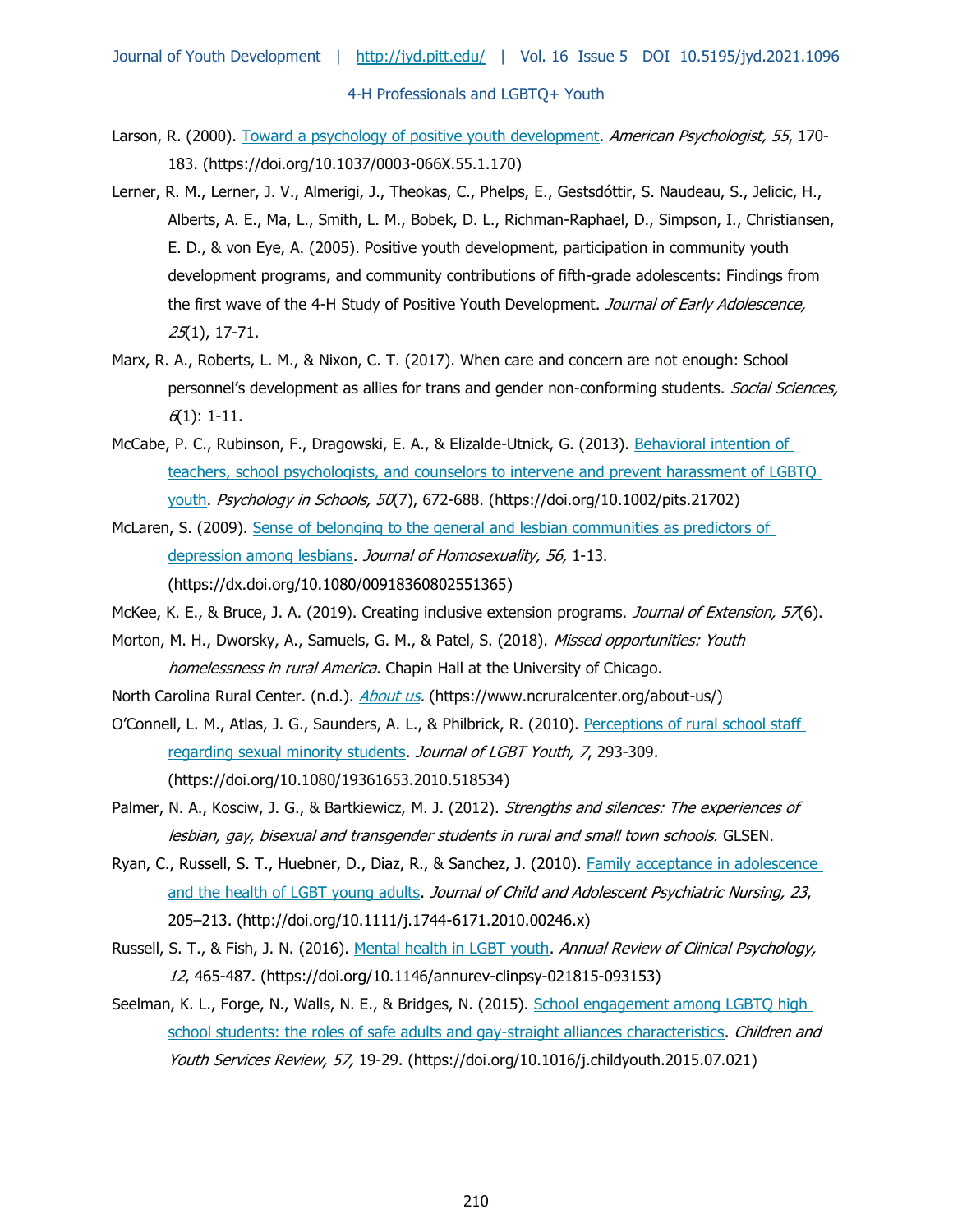Larson, R. (2000). Toward a psychology of positive youth development. *American Psychologist, 55*, 170-183. (https://doi.org/10.1037/0003-066X.55.1.170)

Lerner, R. M., Lerner, J. V., Almerigi, J., Theokas, C., Phelps, E., Gestsdóttir, S. Naudeau, S., Jelicic, H., Alberts, A. E., Ma, L., Smith, L. M., Bobek, D. L., Richman-Raphael, D., Simpson, I., Christiansen, E. D., & von Eye, A. (2005). Positive youth development, participation in community youth development programs, and community contributions of fifth-grade adolescents: Findings from the first wave of the 4-H Study of Positive Youth Development. *Journal of Early Adolescence, 25*(1), 17-71.

Marx, R. A., Roberts, L. M., & Nixon, C. T. (2017). When care and concern are not enough: School personnel's development as allies for trans and gender non-conforming students. *Social Sciences, 6*(1): 1-11.

McCabe, P. C., Rubinson, F., Dragowski, E. A., & Elizalde-Utnick, G. (2013). Behavioral intention of teachers, school psychologists, and counselors to intervene and prevent harassment of LGBTQ youth. *Psychology in Schools, 50*(7), 672-688. (https://doi.org/10.1002/pits.21702)

McLaren, S. (2009). Sense of belonging to the general and lesbian communities as predictors of depression among lesbians. *Journal of Homosexuality, 56,* 1-13. (https://dx.doi.org/10.1080/00918360802551365)

McKee, K. E., & Bruce, J. A. (2019). Creating inclusive extension programs. *Journal of Extension, 57*(6).

Morton, M. H., Dworsky, A., Samuels, G. M., & Patel, S. (2018). *Missed opportunities: Youth homelessness in rural America*. Chapin Hall at the University of Chicago.

North Carolina Rural Center. (n.d.). *About us*. (https://www.ncruralcenter.org/about-us/)

O'Connell, L. M., Atlas, J. G., Saunders, A. L., & Philbrick, R. (2010). Perceptions of rural school staff regarding sexual minority students. *Journal of LGBT Youth, 7*, 293-309. (https://doi.org/10.1080/19361653.2010.518534)

Palmer, N. A., Kosciw, J. G., & Bartkiewicz, M. J. (2012). *Strengths and silences: The experiences of lesbian, gay, bisexual and transgender students in rural and small town schools.* GLSEN.

Ryan, C., Russell, S. T., Huebner, D., Diaz, R., & Sanchez, J. (2010). Family acceptance in adolescence and the health of LGBT young adults. *Journal of Child and Adolescent Psychiatric Nursing, 23*, 205–213. (http://doi.org/10.1111/j.1744-6171.2010.00246.x)

Russell, S. T., & Fish, J. N. (2016). Mental health in LGBT youth. *Annual Review of Clinical Psychology, 12*, 465-487. (https://doi.org/10.1146/annurev-clinpsy-021815-093153)

Seelman, K. L., Forge, N., Walls, N. E., & Bridges, N. (2015). School engagement among LGBTQ high school students: the roles of safe adults and gay-straight alliances characteristics. *Children and Youth Services Review, 57,* 19-29. (https://doi.org/10.1016/j.childyouth.2015.07.021)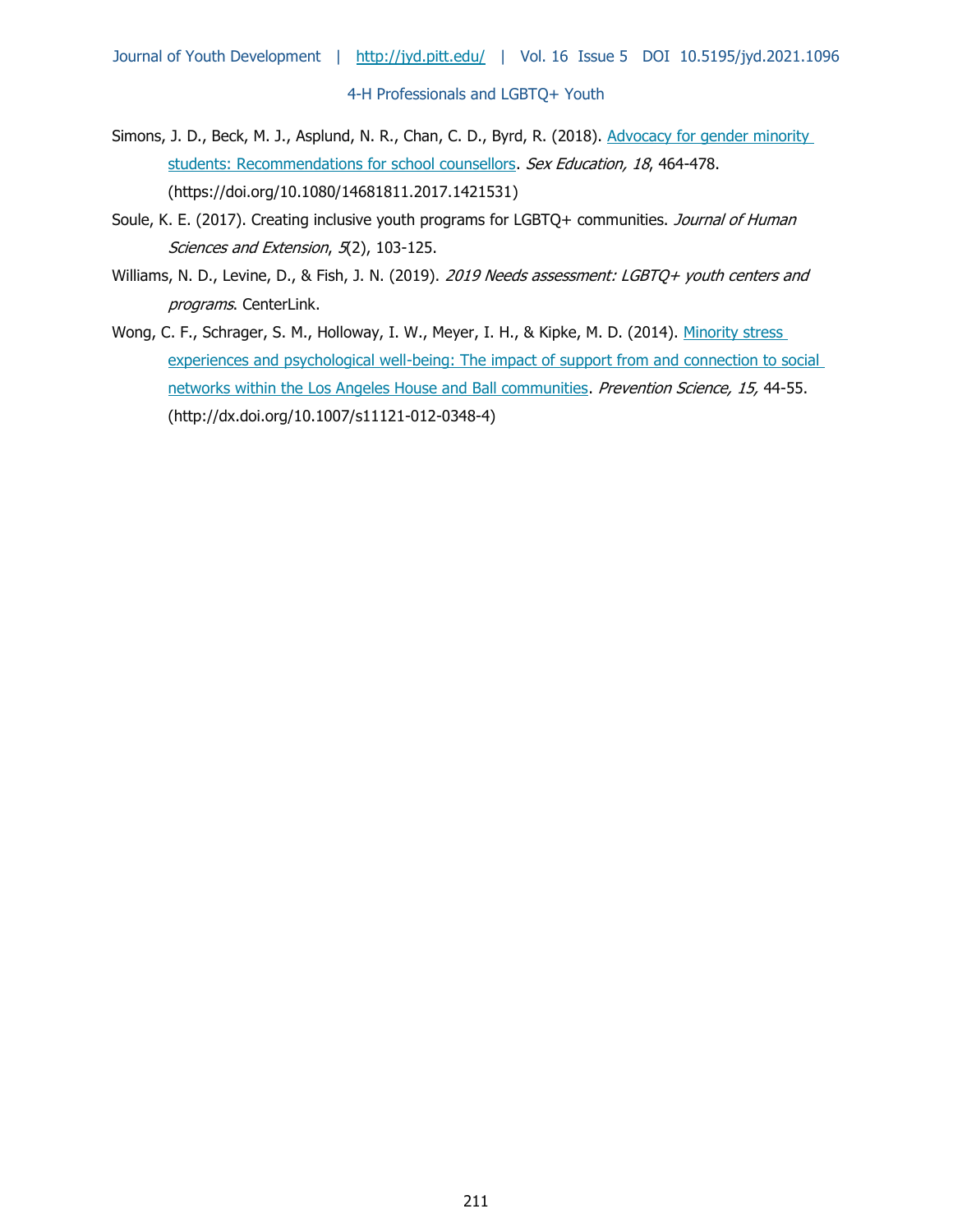Simons, J. D., Beck, M. J., Asplund, N. R., Chan, C. D., Byrd, R. (2018). [Advocacy for gender minority students: Recommendations for school counsellors](https://doi.org/10.1080/14681811.2017.1421531). *Sex Education, 18*, 464-478. (https://doi.org/10.1080/14681811.2017.1421531)

Soule, K. E. (2017). Creating inclusive youth programs for LGBTQ+ communities. *Journal of Human Sciences and Extension*, *5*(2), 103-125.

Williams, N. D., Levine, D., & Fish, J. N. (2019). *2019 Needs assessment: LGBTQ+ youth centers and programs*. CenterLink.

Wong, C. F., Schrager, S. M., Holloway, I. W., Meyer, I. H., & Kipke, M. D. (2014). [Minority stress experiences and psychological well-being: The impact of support from and connection to social networks within the Los Angeles House and Ball communities](http://dx.doi.org/10.1007/s11121-012-0348-4). *Prevention Science, 15,* 44-55. (http://dx.doi.org/10.1007/s11121-012-0348-4)